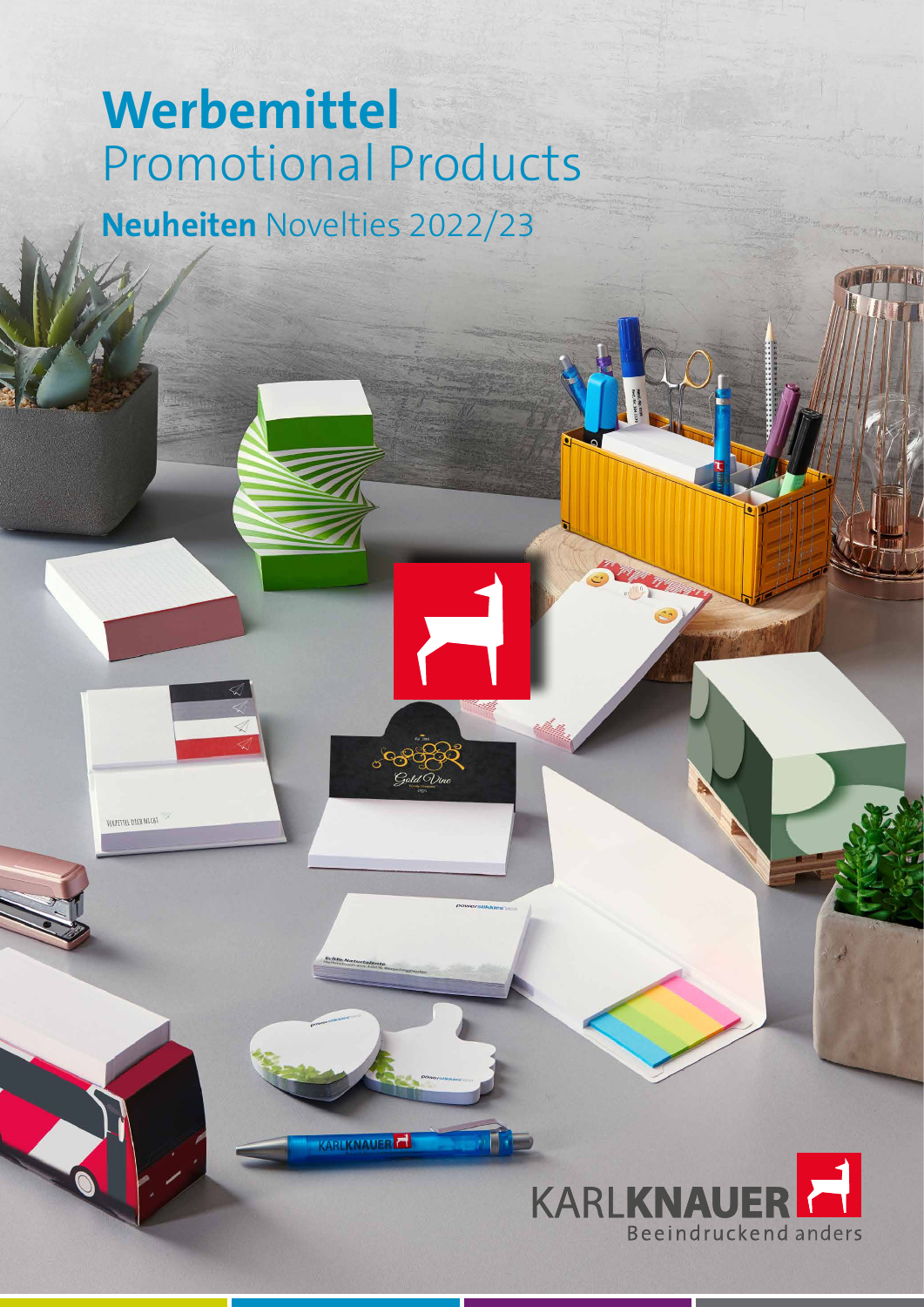# **Werbemittel** Promotional Products

## **Neuheiten** Novelties 2022/23

KARLKNAUER

Beeindruckend anders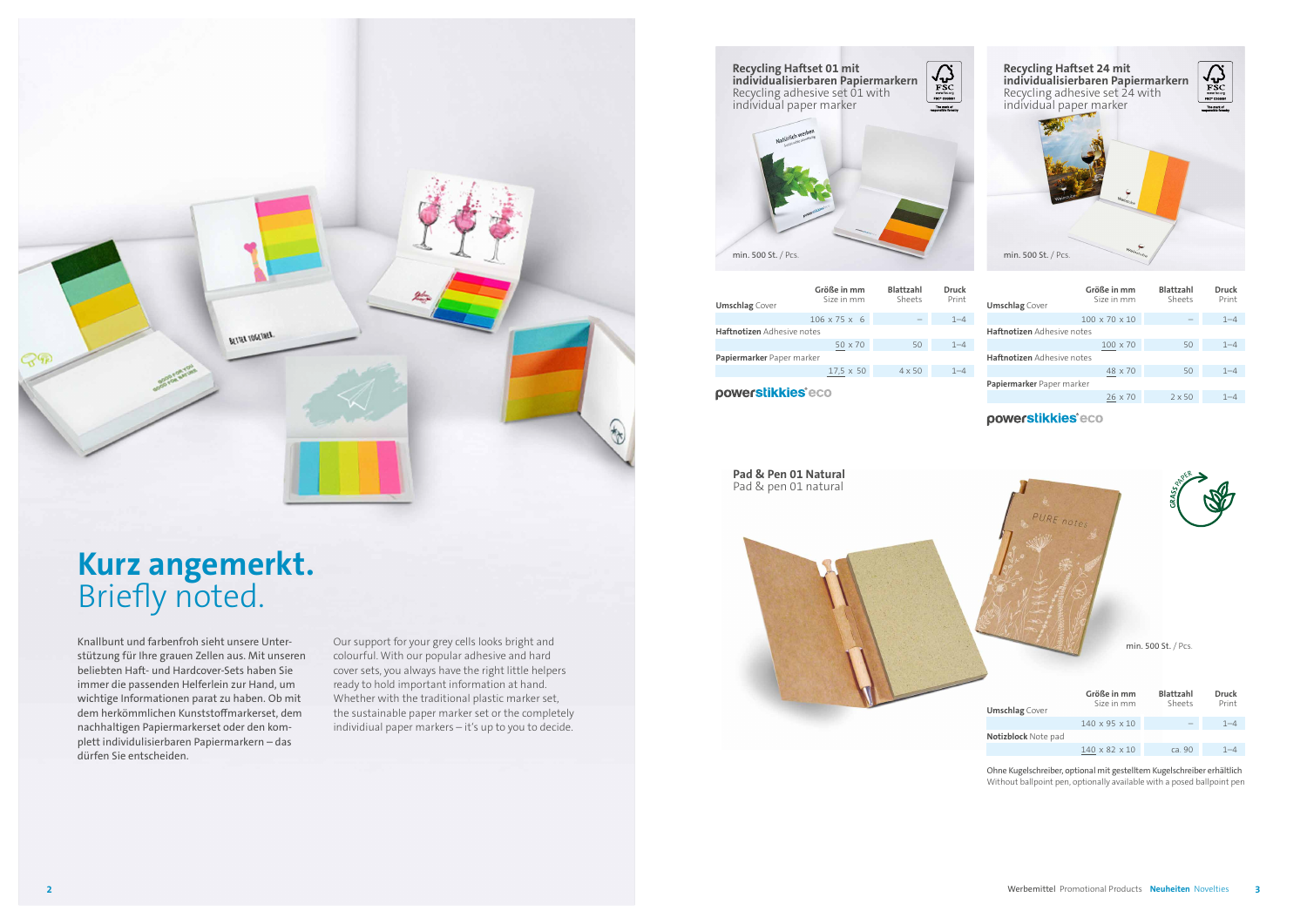# Kurz angemerkt.
# Briefly noted.

Knallbunt und farbenfroh sieht unsere Unterstützung für Ihre grauen Zellen aus. Mit unseren beliebten Haft- und Hardcover-Sets haben Sie immer die passenden Helferlein zur Hand, um wichtige Informationen parat zu haben. Ob mit dem herkömmlichen Kunststoffmarkerset, dem nachhaltigen Papiermarkerset oder den komplett individulisierbaren Papiermarkern – das dürfen Sie entscheiden.

Our support for your grey cells looks bright and colourful. With our popular adhesive and hard cover sets, you always have the right little helpers ready to hold important information at hand. Whether with the traditional plastic marker set, the sustainable paper marker set or the completely individiual paper markers – it's up to you to decide.

## Recycling Haftset 01 mit individualisierbaren Papiermarkern

Recycling adhesive set 01 with individual paper marker

min. 500 St. / Pcs.

| | Größe in mm Size in mm | Blattzahl Sheets | Druck Print |
|---|---|---|---|
| **Umschlag** Cover | | | |
| | 106 x 75 x 6 | – | 1–4 |
| **Haftnotizen** Adhesive notes | | | |
| | 50 x 70 | 50 | 1–4 |
| **Papiermarker** Paper marker | | | |
| | 17,5 x 50 | 4 x 50 | 1–4 |

powerstikkies® eco

## Recycling Haftset 24 mit individualisierbaren Papiermarkern

Recycling adhesive set 24 with individual paper marker

min. 500 St. / Pcs.

| | Größe in mm Size in mm | Blattzahl Sheets | Druck Print |
|---|---|---|---|
| **Umschlag** Cover | | | |
| | 100 x 70 x 10 | – | 1–4 |
| **Haftnotizen** Adhesive notes | | | |
| | 100 x 70 | 50 | 1–4 |
| **Haftnotizen** Adhesive notes | | | |
| | 48 x 70 | 50 | 1–4 |
| **Papiermarker** Paper marker | | | |
| | 26 x 70 | 2 x 50 | 1–4 |

powerstikkies® eco

## Pad & Pen 01 Natural

Pad & pen 01 natural

min. 500 St. / Pcs.

| | Größe in mm Size in mm | Blattzahl Sheets | Druck Print |
|---|---|---|---|
| **Umschlag** Cover | | | |
| | 140 x 95 x 10 | – | 1–4 |
| **Notizblock** Note pad | | | |
| | 140 x 82 x 10 | ca. 90 | 1–4 |

Ohne Kugelschreiber, optional mit gestelltem Kugelschreiber erhältlich
Without ballpoint pen, optionally available with a posed ballpoint pen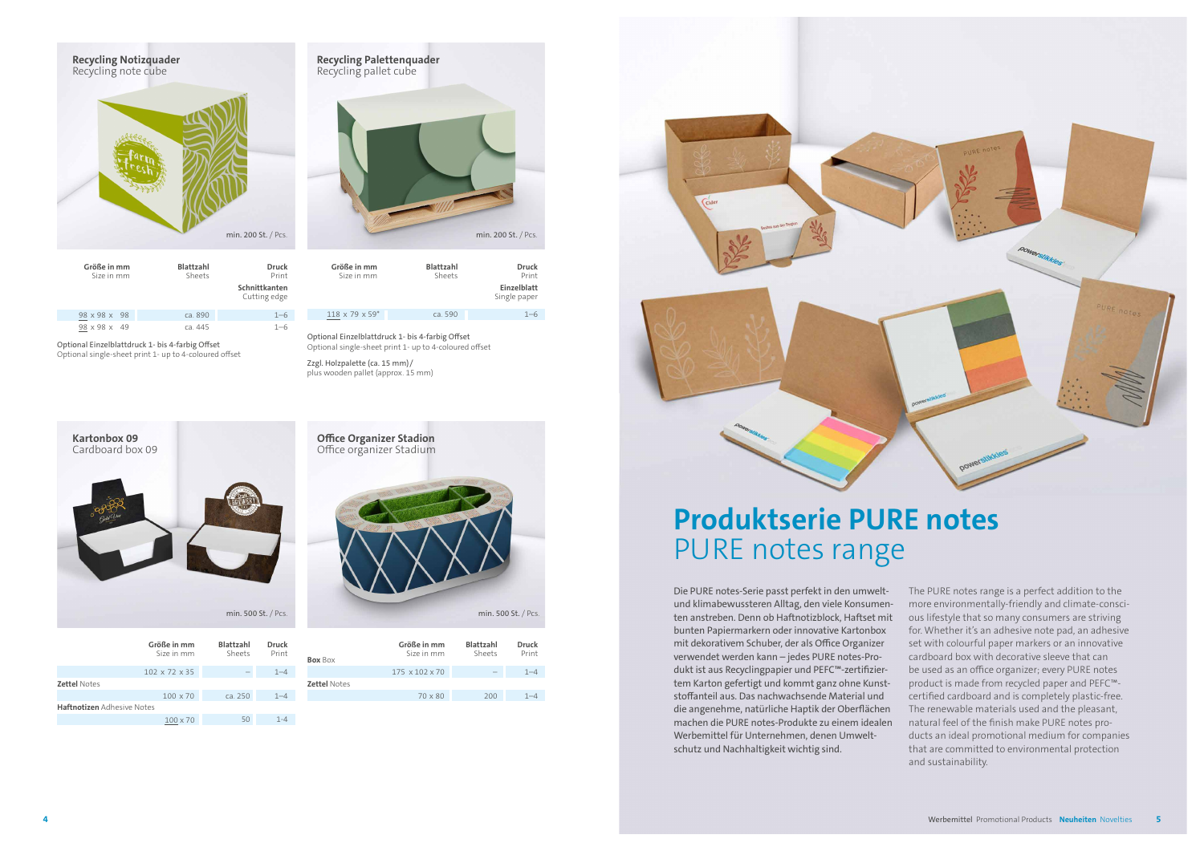## Recycling Notizquader
Recycling note cube

min. 200 St. / Pcs.

| Größe in mm Size in mm | Blattzahl Sheets | Druck Print Schnittkanten Cutting edge |
|---|---|---|
| 98 x 98 x 98 | ca. 890 | 1–6 |
| 98 x 98 x 49 | ca. 445 | 1–6 |

Optional Einzelblattdruck 1- bis 4-farbig Offset
Optional single-sheet print 1- up to 4-coloured offset

## Recycling Palettenquader
Recycling pallet cube

min. 200 St. / Pcs.

| Größe in mm Size in mm | Blattzahl Sheets | Druck Print Einzelblatt Single paper |
|---|---|---|
| 118 x 79 x 59* | ca. 590 | 1–6 |

Optional Einzelblattdruck 1- bis 4-farbig Offset
Optional single-sheet print 1- up to 4-coloured offset

Zzgl. Holzpalette (ca. 15 mm) /
plus wooden pallet (approx. 15 mm)

## Kartonbox 09
Cardboard box 09

min. 500 St. / Pcs.

| | Größe in mm Size in mm | Blattzahl Sheets | Druck Print |
|---|---|---|---|
| | 102 x 72 x 35 | – | 1–4 |
| **Zettel** Notes | 100 x 70 | ca. 250 | 1–4 |
| **Haftnotizen** Adhesive Notes | 100 x 70 | 50 | 1-4 |

## Office Organizer Stadion
Office organizer Stadium

min. 500 St. / Pcs.

| | Größe in mm Size in mm | Blattzahl Sheets | Druck Print |
|---|---|---|---|
| **Box** Box | 175 x 102 x 70 | – | 1–4 |
| **Zettel** Notes | 70 x 80 | 200 | 1–4 |

# Produktserie PURE notes
PURE notes range

Die PURE notes-Serie passt perfekt in den umweltund klimabewussteren Alltag, den viele Konsumenten anstreben. Denn ob Haftnotizblock, Haftset mit bunten Papiermarkern oder innovative Kartonbox mit dekorativem Schuber, der als Office Organizer verwendet werden kann – jedes PURE notes-Produkt ist aus Recyclingpapier und PEFC™-zertifiziertem Karton gefertigt und kommt ganz ohne Kunststoffanteil aus. Das nachwachsende Material und die angenehme, natürliche Haptik der Oberflächen machen die PURE notes-Produkte zu einem idealen Werbemittel für Unternehmen, denen Umweltschutz und Nachhaltigkeit wichtig sind.

The PURE notes range is a perfect addition to the more environmentally-friendly and climate-conscious lifestyle that so many consumers are striving for. Whether it's an adhesive note pad, an adhesive set with colourful paper markers or an innovative cardboard box with decorative sleeve that can be used as an office organizer; every PURE notes product is made from recycled paper and PEFC™-certified cardboard and is completely plastic-free. The renewable materials used and the pleasant, natural feel of the finish make PURE notes products an ideal promotional medium for companies that are committed to environmental protection and sustainability.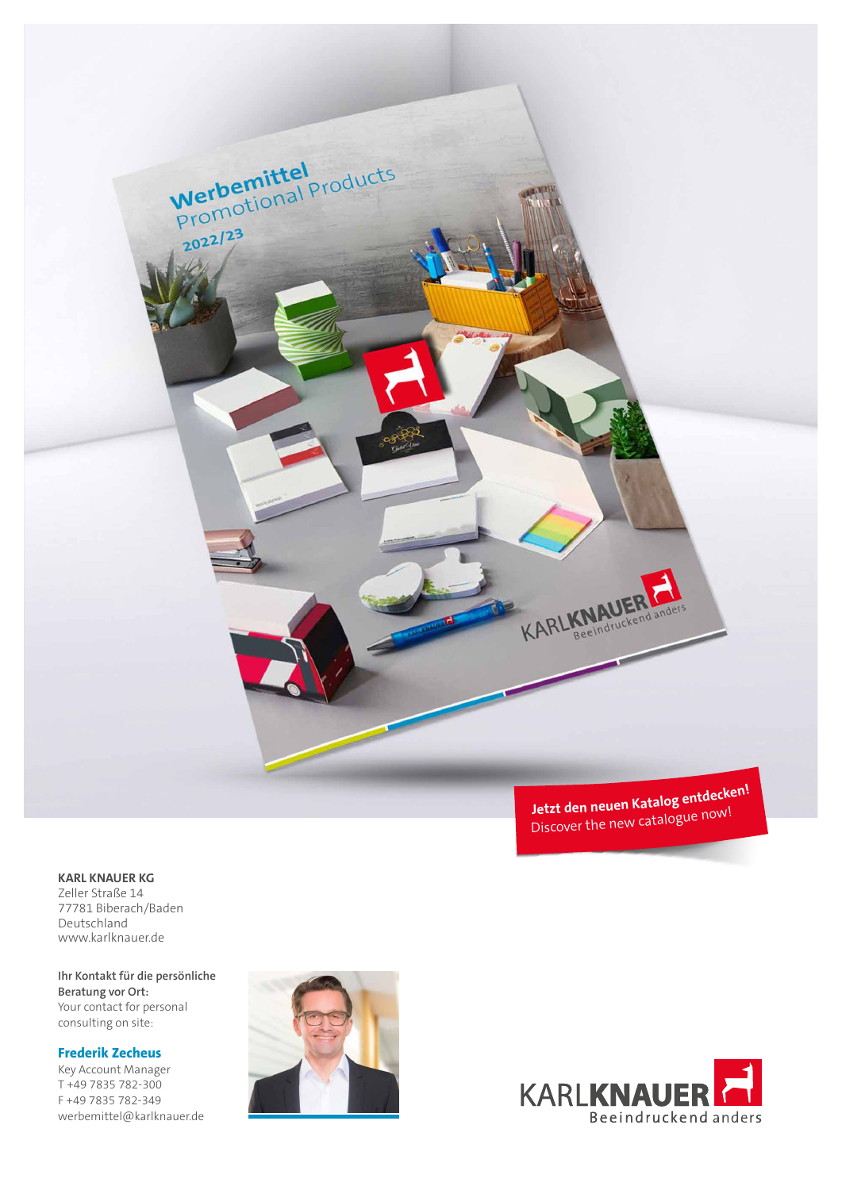**Jetzt den neuen Katalog entdecken!**
Discover the new catalogue now!

**KARL KNAUER KG**
Zeller Straße 14
77781 Biberach/Baden
Deutschland
www.karlknauer.de

**Ihr Kontakt für die persönliche Beratung vor Ort:**
Your contact for personal consulting on site:

**Frederik Zecheus**
Key Account Manager
T +49 7835 782-300
F +49 7835 782-349
werbemittel@karlknauer.de

KARLKNAUER
Beeindruckend anders